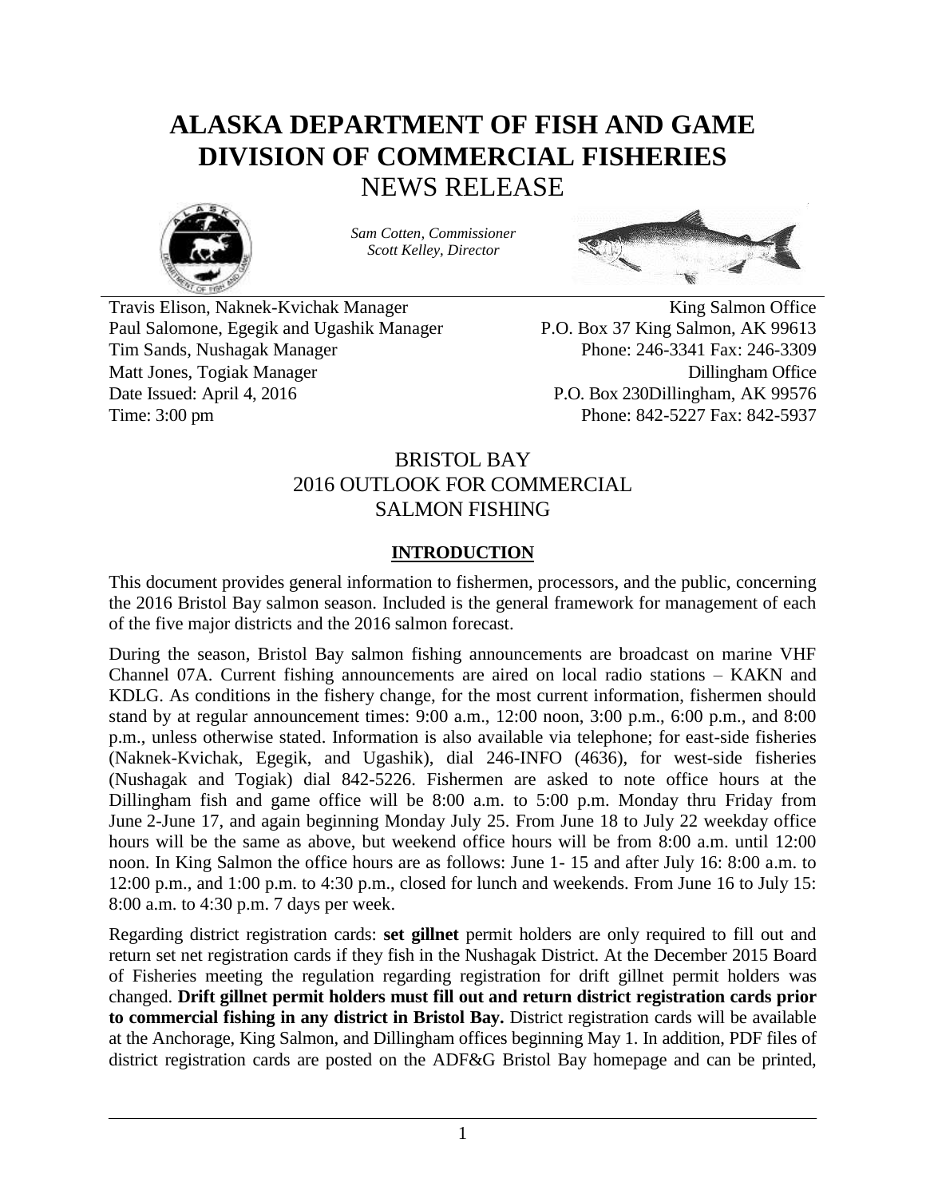# ALASKA DEPARTMENT OF FISH AND GAME
# DIVISION OF COMMERCIAL FISHERIES
## NEWS RELEASE

*Sam Cotten, Commissioner*
*Scott Kelley, Director*

Travis Elison, Naknek-Kvichak Manager
Paul Salomone, Egegik and Ugashik Manager
Tim Sands, Nushagak Manager
Matt Jones, Togiak Manager
Date Issued: April 4, 2016
Time: 3:00 pm

King Salmon Office
P.O. Box 37 King Salmon, AK 99613
Phone: 246-3341 Fax: 246-3309
Dillingham Office
P.O. Box 230Dillingham, AK 99576
Phone: 842-5227 Fax: 842-5937

## BRISTOL BAY
## 2016 OUTLOOK FOR COMMERCIAL
## SALMON FISHING

### INTRODUCTION

This document provides general information to fishermen, processors, and the public, concerning the 2016 Bristol Bay salmon season. Included is the general framework for management of each of the five major districts and the 2016 salmon forecast.

During the season, Bristol Bay salmon fishing announcements are broadcast on marine VHF Channel 07A. Current fishing announcements are aired on local radio stations – KAKN and KDLG. As conditions in the fishery change, for the most current information, fishermen should stand by at regular announcement times: 9:00 a.m., 12:00 noon, 3:00 p.m., 6:00 p.m., and 8:00 p.m., unless otherwise stated. Information is also available via telephone; for east-side fisheries (Naknek-Kvichak, Egegik, and Ugashik), dial 246-INFO (4636), for west-side fisheries (Nushagak and Togiak) dial 842-5226. Fishermen are asked to note office hours at the Dillingham fish and game office will be 8:00 a.m. to 5:00 p.m. Monday thru Friday from June 2-June 17, and again beginning Monday July 25. From June 18 to July 22 weekday office hours will be the same as above, but weekend office hours will be from 8:00 a.m. until 12:00 noon. In King Salmon the office hours are as follows: June 1- 15 and after July 16: 8:00 a.m. to 12:00 p.m., and 1:00 p.m. to 4:30 p.m., closed for lunch and weekends. From June 16 to July 15: 8:00 a.m. to 4:30 p.m. 7 days per week.

Regarding district registration cards: **set gillnet** permit holders are only required to fill out and return set net registration cards if they fish in the Nushagak District. At the December 2015 Board of Fisheries meeting the regulation regarding registration for drift gillnet permit holders was changed. **Drift gillnet permit holders must fill out and return district registration cards prior to commercial fishing in any district in Bristol Bay.** District registration cards will be available at the Anchorage, King Salmon, and Dillingham offices beginning May 1. In addition, PDF files of district registration cards are posted on the ADF&G Bristol Bay homepage and can be printed,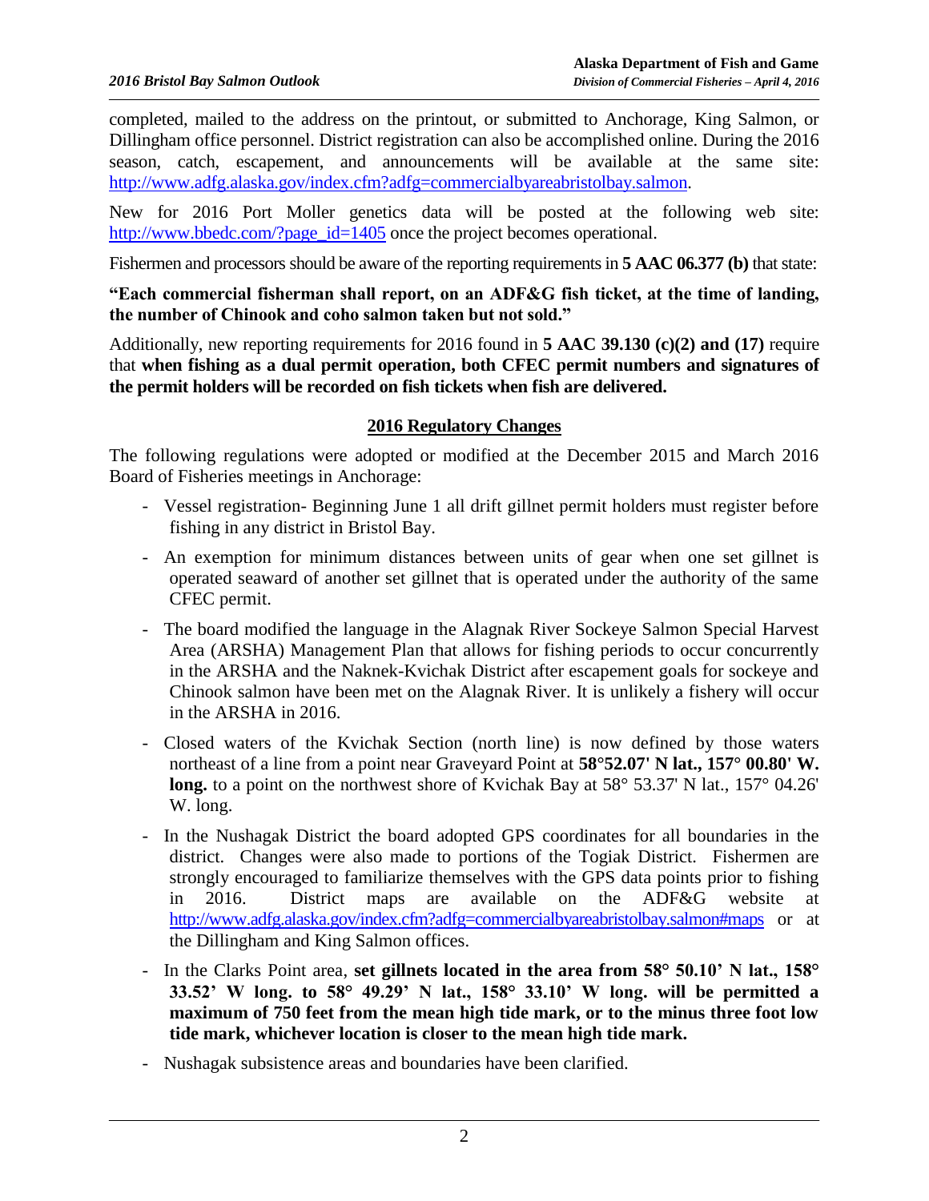completed, mailed to the address on the printout, or submitted to Anchorage, King Salmon, or Dillingham office personnel. District registration can also be accomplished online. During the 2016 season, catch, escapement, and announcements will be available at the same site: http://www.adfg.alaska.gov/index.cfm?adfg=commercialbyareabristolbay.salmon.

New for 2016 Port Moller genetics data will be posted at the following web site: http://www.bbedc.com/?page_id=1405 once the project becomes operational.

Fishermen and processors should be aware of the reporting requirements in **5 AAC 06.377 (b)** that state:

**"Each commercial fisherman shall report, on an ADF&G fish ticket, at the time of landing, the number of Chinook and coho salmon taken but not sold."**

Additionally, new reporting requirements for 2016 found in **5 AAC 39.130 (c)(2) and (17)** require that **when fishing as a dual permit operation, both CFEC permit numbers and signatures of the permit holders will be recorded on fish tickets when fish are delivered.**

## 2016 Regulatory Changes

The following regulations were adopted or modified at the December 2015 and March 2016 Board of Fisheries meetings in Anchorage:

- Vessel registration- Beginning June 1 all drift gillnet permit holders must register before fishing in any district in Bristol Bay.
- An exemption for minimum distances between units of gear when one set gillnet is operated seaward of another set gillnet that is operated under the authority of the same CFEC permit.
- The board modified the language in the Alagnak River Sockeye Salmon Special Harvest Area (ARSHA) Management Plan that allows for fishing periods to occur concurrently in the ARSHA and the Naknek-Kvichak District after escapement goals for sockeye and Chinook salmon have been met on the Alagnak River. It is unlikely a fishery will occur in the ARSHA in 2016.
- Closed waters of the Kvichak Section (north line) is now defined by those waters northeast of a line from a point near Graveyard Point at **58°52.07' N lat., 157° 00.80' W. long.** to a point on the northwest shore of Kvichak Bay at 58° 53.37' N lat., 157° 04.26' W. long.
- In the Nushagak District the board adopted GPS coordinates for all boundaries in the district. Changes were also made to portions of the Togiak District. Fishermen are strongly encouraged to familiarize themselves with the GPS data points prior to fishing in 2016. District maps are available on the ADF&G website at http://www.adfg.alaska.gov/index.cfm?adfg=commercialbyareabristolbay.salmon#maps or at the Dillingham and King Salmon offices.
- In the Clarks Point area, **set gillnets located in the area from 58° 50.10' N lat., 158° 33.52' W long. to 58° 49.29' N lat., 158° 33.10' W long. will be permitted a maximum of 750 feet from the mean high tide mark, or to the minus three foot low tide mark, whichever location is closer to the mean high tide mark.**
- Nushagak subsistence areas and boundaries have been clarified.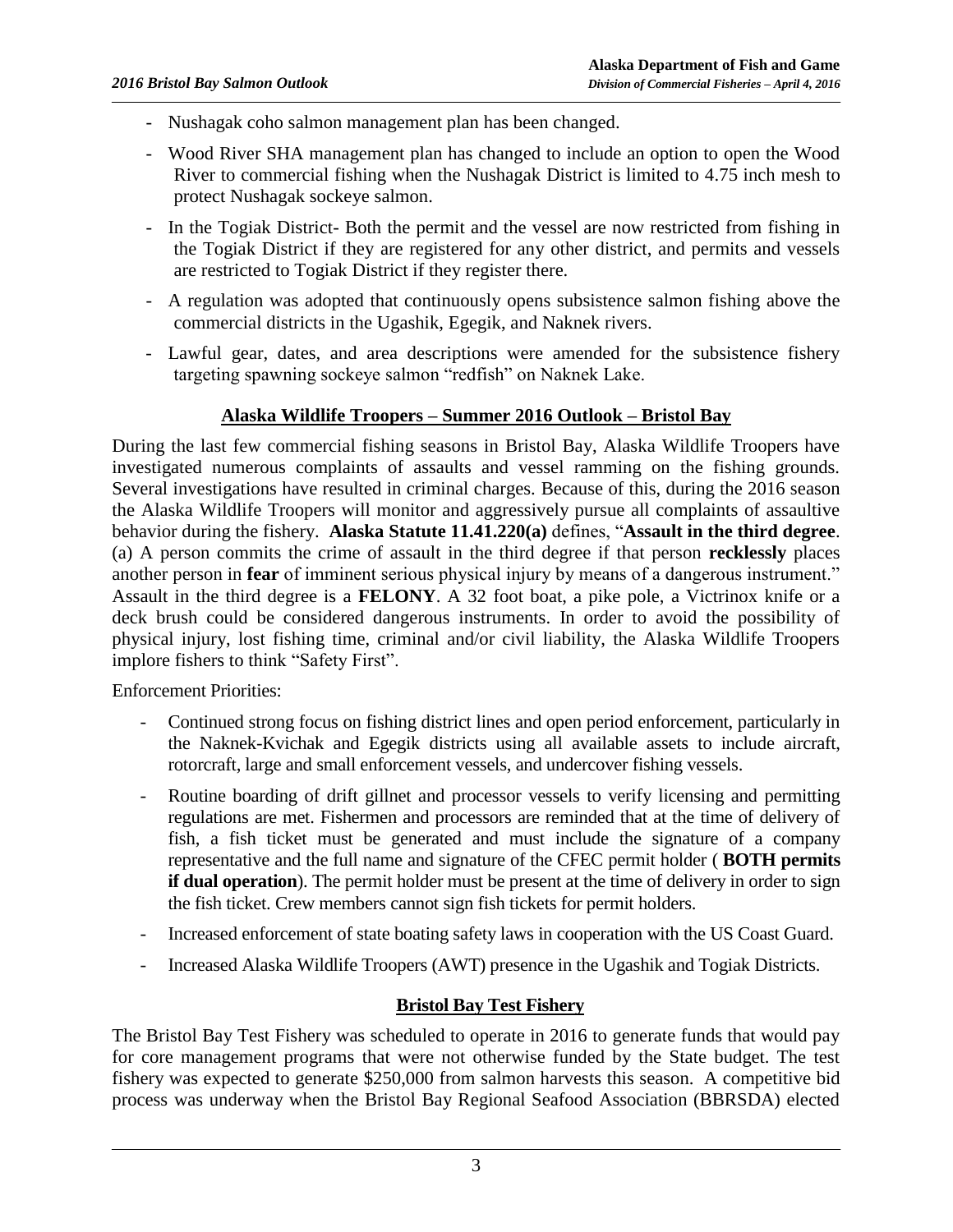- Nushagak coho salmon management plan has been changed.
- Wood River SHA management plan has changed to include an option to open the Wood River to commercial fishing when the Nushagak District is limited to 4.75 inch mesh to protect Nushagak sockeye salmon.
- In the Togiak District- Both the permit and the vessel are now restricted from fishing in the Togiak District if they are registered for any other district, and permits and vessels are restricted to Togiak District if they register there.
- A regulation was adopted that continuously opens subsistence salmon fishing above the commercial districts in the Ugashik, Egegik, and Naknek rivers.
- Lawful gear, dates, and area descriptions were amended for the subsistence fishery targeting spawning sockeye salmon "redfish" on Naknek Lake.

## Alaska Wildlife Troopers – Summer 2016 Outlook – Bristol Bay

During the last few commercial fishing seasons in Bristol Bay, Alaska Wildlife Troopers have investigated numerous complaints of assaults and vessel ramming on the fishing grounds. Several investigations have resulted in criminal charges. Because of this, during the 2016 season the Alaska Wildlife Troopers will monitor and aggressively pursue all complaints of assaultive behavior during the fishery. **Alaska Statute 11.41.220(a)** defines, "**Assault in the third degree**. (a) A person commits the crime of assault in the third degree if that person **recklessly** places another person in **fear** of imminent serious physical injury by means of a dangerous instrument." Assault in the third degree is a **FELONY**. A 32 foot boat, a pike pole, a Victrinox knife or a deck brush could be considered dangerous instruments. In order to avoid the possibility of physical injury, lost fishing time, criminal and/or civil liability, the Alaska Wildlife Troopers implore fishers to think "Safety First".

Enforcement Priorities:

- Continued strong focus on fishing district lines and open period enforcement, particularly in the Naknek-Kvichak and Egegik districts using all available assets to include aircraft, rotorcraft, large and small enforcement vessels, and undercover fishing vessels.
- Routine boarding of drift gillnet and processor vessels to verify licensing and permitting regulations are met. Fishermen and processors are reminded that at the time of delivery of fish, a fish ticket must be generated and must include the signature of a company representative and the full name and signature of the CFEC permit holder ( **BOTH permits if dual operation**). The permit holder must be present at the time of delivery in order to sign the fish ticket. Crew members cannot sign fish tickets for permit holders.
- Increased enforcement of state boating safety laws in cooperation with the US Coast Guard.
- Increased Alaska Wildlife Troopers (AWT) presence in the Ugashik and Togiak Districts.

## Bristol Bay Test Fishery

The Bristol Bay Test Fishery was scheduled to operate in 2016 to generate funds that would pay for core management programs that were not otherwise funded by the State budget. The test fishery was expected to generate $250,000 from salmon harvests this season. A competitive bid process was underway when the Bristol Bay Regional Seafood Association (BBRSDA) elected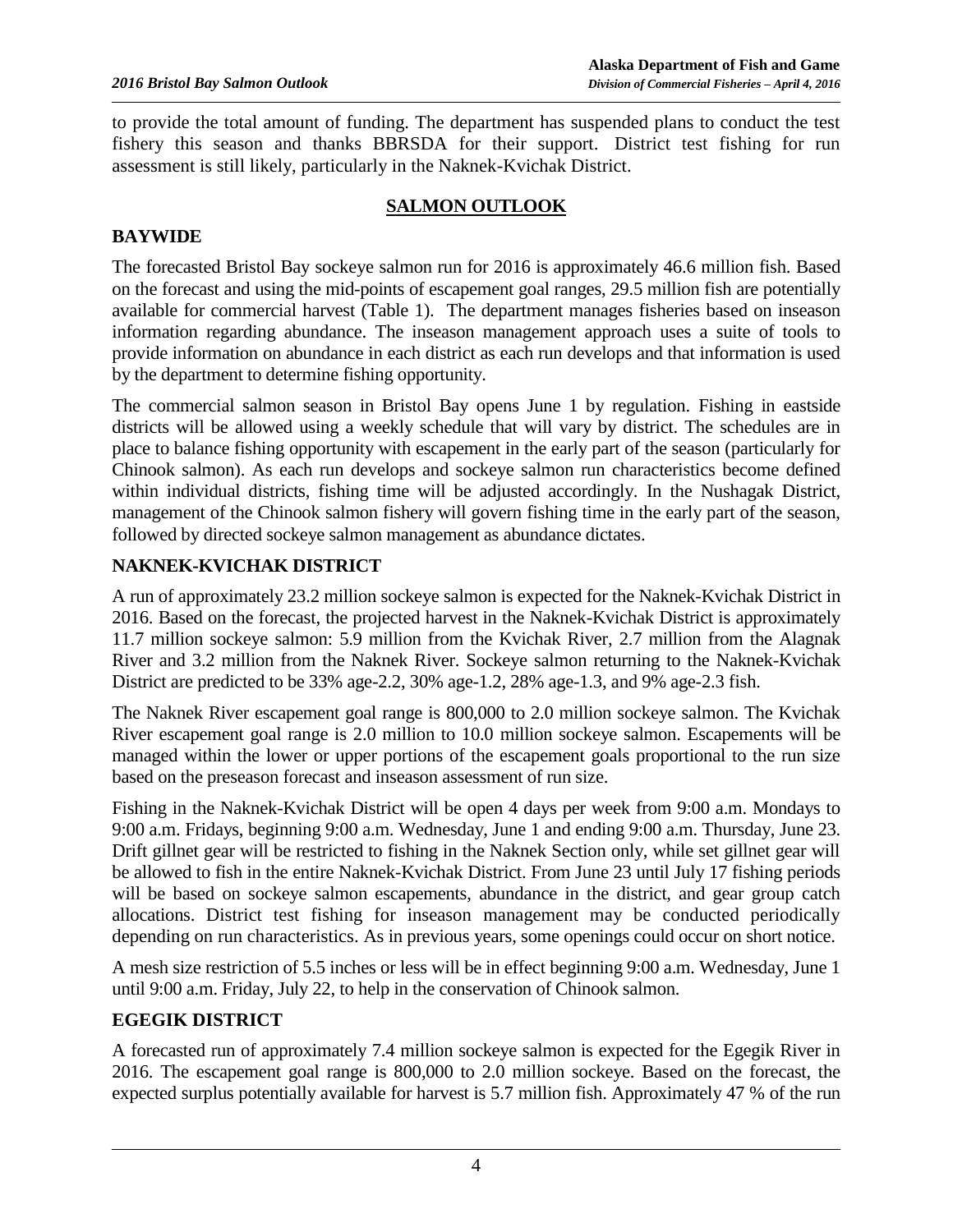to provide the total amount of funding. The department has suspended plans to conduct the test fishery this season and thanks BBRSDA for their support. District test fishing for run assessment is still likely, particularly in the Naknek-Kvichak District.

## SALMON OUTLOOK

### BAYWIDE

The forecasted Bristol Bay sockeye salmon run for 2016 is approximately 46.6 million fish. Based on the forecast and using the mid-points of escapement goal ranges, 29.5 million fish are potentially available for commercial harvest (Table 1). The department manages fisheries based on inseason information regarding abundance. The inseason management approach uses a suite of tools to provide information on abundance in each district as each run develops and that information is used by the department to determine fishing opportunity.

The commercial salmon season in Bristol Bay opens June 1 by regulation. Fishing in eastside districts will be allowed using a weekly schedule that will vary by district. The schedules are in place to balance fishing opportunity with escapement in the early part of the season (particularly for Chinook salmon). As each run develops and sockeye salmon run characteristics become defined within individual districts, fishing time will be adjusted accordingly. In the Nushagak District, management of the Chinook salmon fishery will govern fishing time in the early part of the season, followed by directed sockeye salmon management as abundance dictates.

### NAKNEK-KVICHAK DISTRICT

A run of approximately 23.2 million sockeye salmon is expected for the Naknek-Kvichak District in 2016. Based on the forecast, the projected harvest in the Naknek-Kvichak District is approximately 11.7 million sockeye salmon: 5.9 million from the Kvichak River, 2.7 million from the Alagnak River and 3.2 million from the Naknek River. Sockeye salmon returning to the Naknek-Kvichak District are predicted to be 33% age-2.2, 30% age-1.2, 28% age-1.3, and 9% age-2.3 fish.

The Naknek River escapement goal range is 800,000 to 2.0 million sockeye salmon. The Kvichak River escapement goal range is 2.0 million to 10.0 million sockeye salmon. Escapements will be managed within the lower or upper portions of the escapement goals proportional to the run size based on the preseason forecast and inseason assessment of run size.

Fishing in the Naknek-Kvichak District will be open 4 days per week from 9:00 a.m. Mondays to 9:00 a.m. Fridays, beginning 9:00 a.m. Wednesday, June 1 and ending 9:00 a.m. Thursday, June 23. Drift gillnet gear will be restricted to fishing in the Naknek Section only, while set gillnet gear will be allowed to fish in the entire Naknek-Kvichak District. From June 23 until July 17 fishing periods will be based on sockeye salmon escapements, abundance in the district, and gear group catch allocations. District test fishing for inseason management may be conducted periodically depending on run characteristics. As in previous years, some openings could occur on short notice.

A mesh size restriction of 5.5 inches or less will be in effect beginning 9:00 a.m. Wednesday, June 1 until 9:00 a.m. Friday, July 22, to help in the conservation of Chinook salmon.

### EGEGIK DISTRICT

A forecasted run of approximately 7.4 million sockeye salmon is expected for the Egegik River in 2016. The escapement goal range is 800,000 to 2.0 million sockeye. Based on the forecast, the expected surplus potentially available for harvest is 5.7 million fish. Approximately 47 % of the run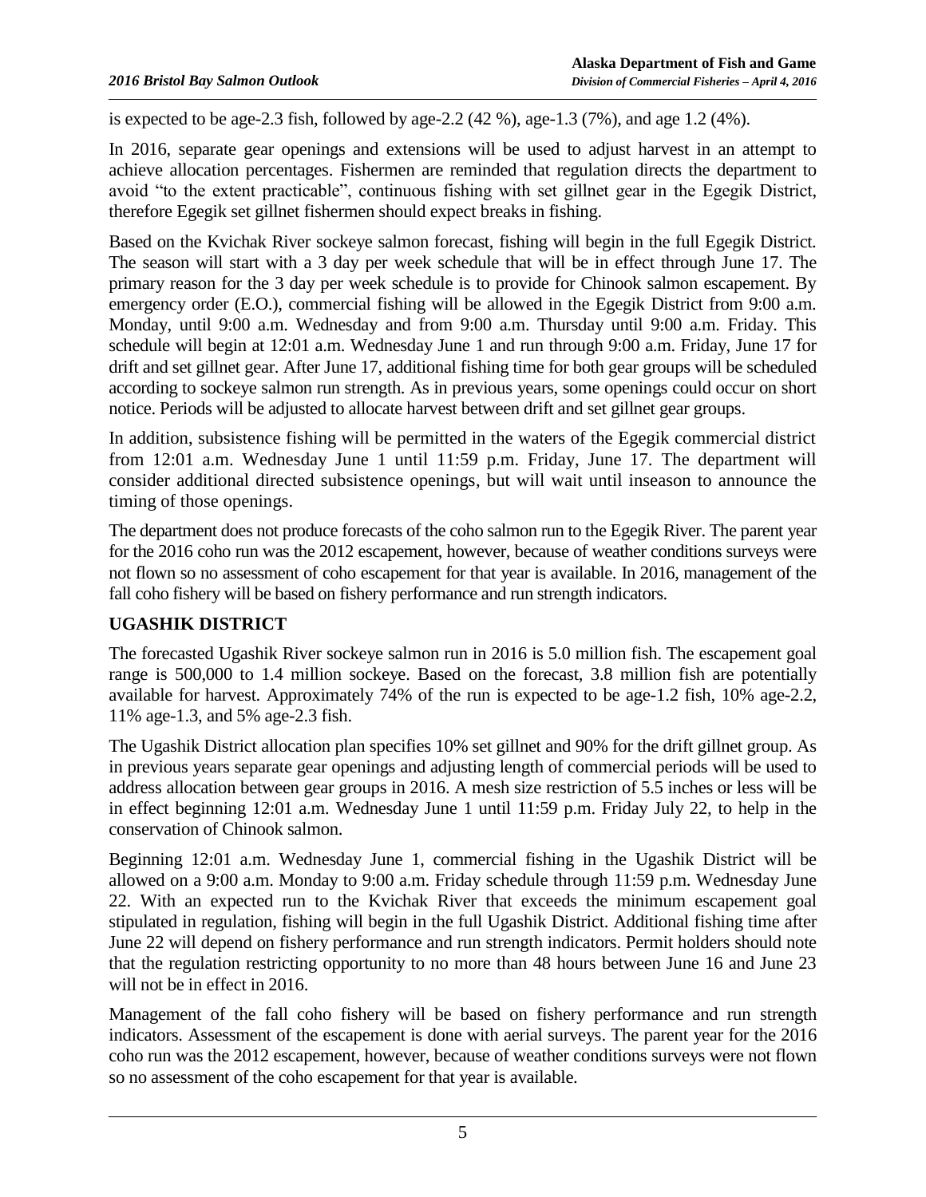is expected to be age-2.3 fish, followed by age-2.2 (42 %), age-1.3 (7%), and age 1.2 (4%).

In 2016, separate gear openings and extensions will be used to adjust harvest in an attempt to achieve allocation percentages. Fishermen are reminded that regulation directs the department to avoid "to the extent practicable", continuous fishing with set gillnet gear in the Egegik District, therefore Egegik set gillnet fishermen should expect breaks in fishing.

Based on the Kvichak River sockeye salmon forecast, fishing will begin in the full Egegik District. The season will start with a 3 day per week schedule that will be in effect through June 17. The primary reason for the 3 day per week schedule is to provide for Chinook salmon escapement. By emergency order (E.O.), commercial fishing will be allowed in the Egegik District from 9:00 a.m. Monday, until 9:00 a.m. Wednesday and from 9:00 a.m. Thursday until 9:00 a.m. Friday. This schedule will begin at 12:01 a.m. Wednesday June 1 and run through 9:00 a.m. Friday, June 17 for drift and set gillnet gear. After June 17, additional fishing time for both gear groups will be scheduled according to sockeye salmon run strength. As in previous years, some openings could occur on short notice. Periods will be adjusted to allocate harvest between drift and set gillnet gear groups.

In addition, subsistence fishing will be permitted in the waters of the Egegik commercial district from 12:01 a.m. Wednesday June 1 until 11:59 p.m. Friday, June 17. The department will consider additional directed subsistence openings, but will wait until inseason to announce the timing of those openings.

The department does not produce forecasts of the coho salmon run to the Egegik River. The parent year for the 2016 coho run was the 2012 escapement, however, because of weather conditions surveys were not flown so no assessment of coho escapement for that year is available. In 2016, management of the fall coho fishery will be based on fishery performance and run strength indicators.

## UGASHIK DISTRICT

The forecasted Ugashik River sockeye salmon run in 2016 is 5.0 million fish. The escapement goal range is 500,000 to 1.4 million sockeye. Based on the forecast, 3.8 million fish are potentially available for harvest. Approximately 74% of the run is expected to be age-1.2 fish, 10% age-2.2, 11% age-1.3, and 5% age-2.3 fish.

The Ugashik District allocation plan specifies 10% set gillnet and 90% for the drift gillnet group. As in previous years separate gear openings and adjusting length of commercial periods will be used to address allocation between gear groups in 2016. A mesh size restriction of 5.5 inches or less will be in effect beginning 12:01 a.m. Wednesday June 1 until 11:59 p.m. Friday July 22, to help in the conservation of Chinook salmon.

Beginning 12:01 a.m. Wednesday June 1, commercial fishing in the Ugashik District will be allowed on a 9:00 a.m. Monday to 9:00 a.m. Friday schedule through 11:59 p.m. Wednesday June 22. With an expected run to the Kvichak River that exceeds the minimum escapement goal stipulated in regulation, fishing will begin in the full Ugashik District. Additional fishing time after June 22 will depend on fishery performance and run strength indicators. Permit holders should note that the regulation restricting opportunity to no more than 48 hours between June 16 and June 23 will not be in effect in 2016.

Management of the fall coho fishery will be based on fishery performance and run strength indicators. Assessment of the escapement is done with aerial surveys. The parent year for the 2016 coho run was the 2012 escapement, however, because of weather conditions surveys were not flown so no assessment of the coho escapement for that year is available.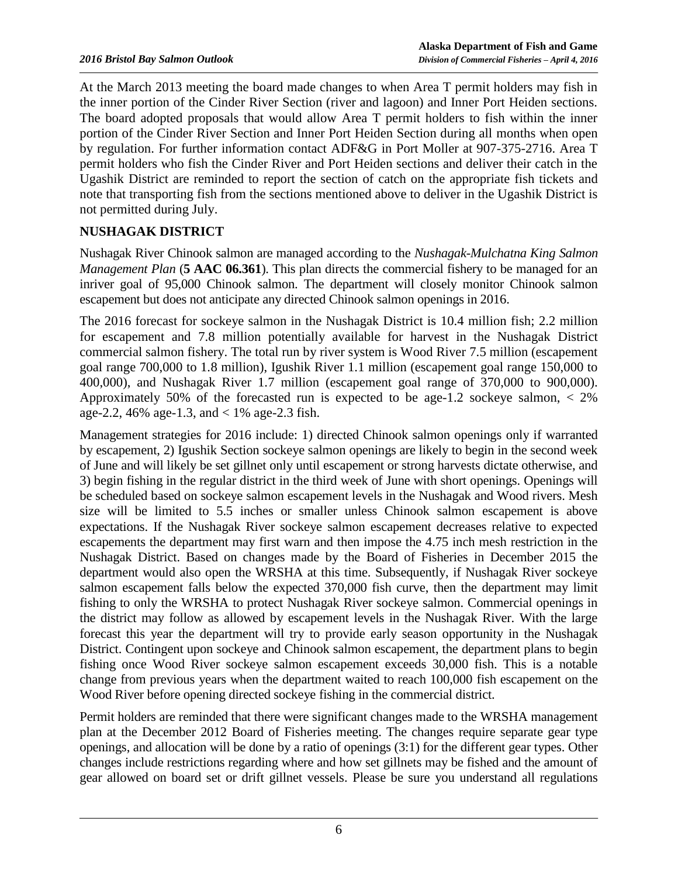At the March 2013 meeting the board made changes to when Area T permit holders may fish in the inner portion of the Cinder River Section (river and lagoon) and Inner Port Heiden sections. The board adopted proposals that would allow Area T permit holders to fish within the inner portion of the Cinder River Section and Inner Port Heiden Section during all months when open by regulation. For further information contact ADF&G in Port Moller at 907-375-2716. Area T permit holders who fish the Cinder River and Port Heiden sections and deliver their catch in the Ugashik District are reminded to report the section of catch on the appropriate fish tickets and note that transporting fish from the sections mentioned above to deliver in the Ugashik District is not permitted during July.

## NUSHAGAK DISTRICT

Nushagak River Chinook salmon are managed according to the *Nushagak-Mulchatna King Salmon Management Plan* (**5 AAC 06.361**). This plan directs the commercial fishery to be managed for an inriver goal of 95,000 Chinook salmon. The department will closely monitor Chinook salmon escapement but does not anticipate any directed Chinook salmon openings in 2016.

The 2016 forecast for sockeye salmon in the Nushagak District is 10.4 million fish; 2.2 million for escapement and 7.8 million potentially available for harvest in the Nushagak District commercial salmon fishery. The total run by river system is Wood River 7.5 million (escapement goal range 700,000 to 1.8 million), Igushik River 1.1 million (escapement goal range 150,000 to 400,000), and Nushagak River 1.7 million (escapement goal range of 370,000 to 900,000). Approximately 50% of the forecasted run is expected to be age-1.2 sockeye salmon, < 2% age-2.2, 46% age-1.3, and < 1% age-2.3 fish.

Management strategies for 2016 include: 1) directed Chinook salmon openings only if warranted by escapement, 2) Igushik Section sockeye salmon openings are likely to begin in the second week of June and will likely be set gillnet only until escapement or strong harvests dictate otherwise, and 3) begin fishing in the regular district in the third week of June with short openings. Openings will be scheduled based on sockeye salmon escapement levels in the Nushagak and Wood rivers. Mesh size will be limited to 5.5 inches or smaller unless Chinook salmon escapement is above expectations. If the Nushagak River sockeye salmon escapement decreases relative to expected escapements the department may first warn and then impose the 4.75 inch mesh restriction in the Nushagak District. Based on changes made by the Board of Fisheries in December 2015 the department would also open the WRSHA at this time. Subsequently, if Nushagak River sockeye salmon escapement falls below the expected 370,000 fish curve, then the department may limit fishing to only the WRSHA to protect Nushagak River sockeye salmon. Commercial openings in the district may follow as allowed by escapement levels in the Nushagak River. With the large forecast this year the department will try to provide early season opportunity in the Nushagak District. Contingent upon sockeye and Chinook salmon escapement, the department plans to begin fishing once Wood River sockeye salmon escapement exceeds 30,000 fish. This is a notable change from previous years when the department waited to reach 100,000 fish escapement on the Wood River before opening directed sockeye fishing in the commercial district.

Permit holders are reminded that there were significant changes made to the WRSHA management plan at the December 2012 Board of Fisheries meeting. The changes require separate gear type openings, and allocation will be done by a ratio of openings (3:1) for the different gear types. Other changes include restrictions regarding where and how set gillnets may be fished and the amount of gear allowed on board set or drift gillnet vessels. Please be sure you understand all regulations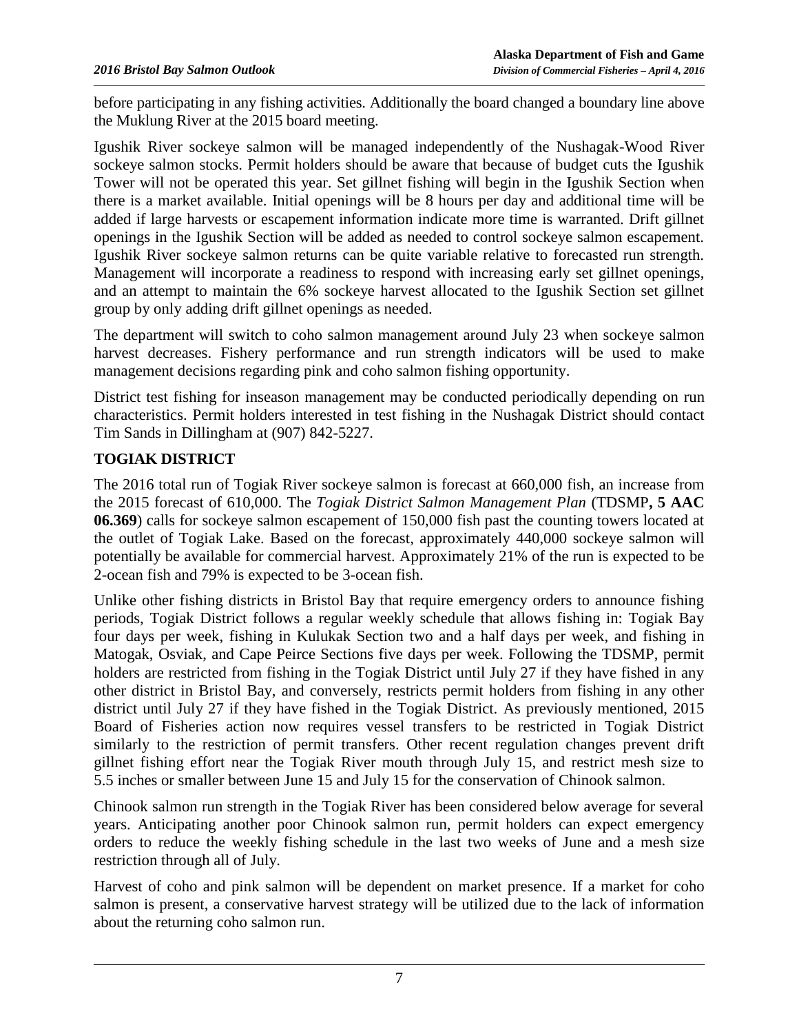before participating in any fishing activities. Additionally the board changed a boundary line above the Muklung River at the 2015 board meeting.

Igushik River sockeye salmon will be managed independently of the Nushagak-Wood River sockeye salmon stocks. Permit holders should be aware that because of budget cuts the Igushik Tower will not be operated this year. Set gillnet fishing will begin in the Igushik Section when there is a market available. Initial openings will be 8 hours per day and additional time will be added if large harvests or escapement information indicate more time is warranted. Drift gillnet openings in the Igushik Section will be added as needed to control sockeye salmon escapement. Igushik River sockeye salmon returns can be quite variable relative to forecasted run strength. Management will incorporate a readiness to respond with increasing early set gillnet openings, and an attempt to maintain the 6% sockeye harvest allocated to the Igushik Section set gillnet group by only adding drift gillnet openings as needed.

The department will switch to coho salmon management around July 23 when sockeye salmon harvest decreases. Fishery performance and run strength indicators will be used to make management decisions regarding pink and coho salmon fishing opportunity.

District test fishing for inseason management may be conducted periodically depending on run characteristics. Permit holders interested in test fishing in the Nushagak District should contact Tim Sands in Dillingham at (907) 842-5227.

## TOGIAK DISTRICT

The 2016 total run of Togiak River sockeye salmon is forecast at 660,000 fish, an increase from the 2015 forecast of 610,000. The *Togiak District Salmon Management Plan* (TDSMP**, 5 AAC 06.369**) calls for sockeye salmon escapement of 150,000 fish past the counting towers located at the outlet of Togiak Lake. Based on the forecast, approximately 440,000 sockeye salmon will potentially be available for commercial harvest. Approximately 21% of the run is expected to be 2-ocean fish and 79% is expected to be 3-ocean fish.

Unlike other fishing districts in Bristol Bay that require emergency orders to announce fishing periods, Togiak District follows a regular weekly schedule that allows fishing in: Togiak Bay four days per week, fishing in Kulukak Section two and a half days per week, and fishing in Matogak, Osviak, and Cape Peirce Sections five days per week. Following the TDSMP, permit holders are restricted from fishing in the Togiak District until July 27 if they have fished in any other district in Bristol Bay, and conversely, restricts permit holders from fishing in any other district until July 27 if they have fished in the Togiak District. As previously mentioned, 2015 Board of Fisheries action now requires vessel transfers to be restricted in Togiak District similarly to the restriction of permit transfers. Other recent regulation changes prevent drift gillnet fishing effort near the Togiak River mouth through July 15, and restrict mesh size to 5.5 inches or smaller between June 15 and July 15 for the conservation of Chinook salmon.

Chinook salmon run strength in the Togiak River has been considered below average for several years. Anticipating another poor Chinook salmon run, permit holders can expect emergency orders to reduce the weekly fishing schedule in the last two weeks of June and a mesh size restriction through all of July.

Harvest of coho and pink salmon will be dependent on market presence. If a market for coho salmon is present, a conservative harvest strategy will be utilized due to the lack of information about the returning coho salmon run.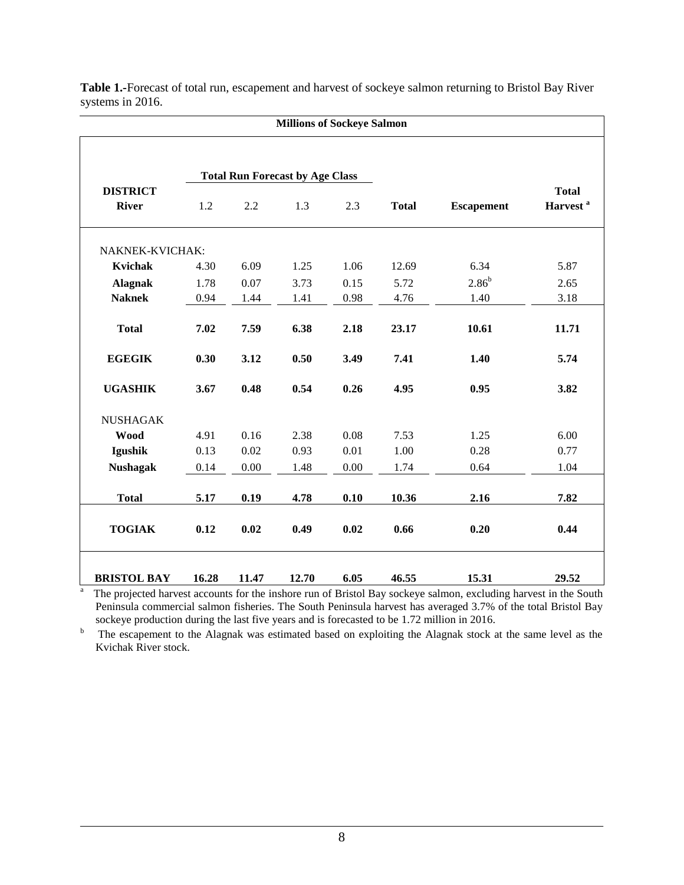**Table 1.**-Forecast of total run, escapement and harvest of sockeye salmon returning to Bristol Bay River systems in 2016.

| Millions of Sockeye Salmon | | | | | | | |
|---|---|---|---|---|---|---|---|
| | Total Run Forecast by Age Class | | | | | | |
| **DISTRICT River** | 1.2 | 2.2 | 1.3 | 2.3 | **Total** | **Escapement** | **Total Harvest [a]** |
| NAKNEK-KVICHAK: | | | | | | | |
| **Kvichak** | 4.30 | 6.09 | 1.25 | 1.06 | 12.69 | 6.34 | 5.87 |
| **Alagnak** | 1.78 | 0.07 | 3.73 | 0.15 | 5.72 | 2.86[b] | 2.65 |
| **Naknek** | 0.94 | 1.44 | 1.41 | 0.98 | 4.76 | 1.40 | 3.18 |
| **Total** | **7.02** | **7.59** | **6.38** | **2.18** | **23.17** | **10.61** | **11.71** |
| **EGEGIK** | **0.30** | **3.12** | **0.50** | **3.49** | **7.41** | **1.40** | **5.74** |
| **UGASHIK** | **3.67** | **0.48** | **0.54** | **0.26** | **4.95** | **0.95** | **3.82** |
| NUSHAGAK | | | | | | | |
| **Wood** | 4.91 | 0.16 | 2.38 | 0.08 | 7.53 | 1.25 | 6.00 |
| **Igushik** | 0.13 | 0.02 | 0.93 | 0.01 | 1.00 | 0.28 | 0.77 |
| **Nushagak** | 0.14 | 0.00 | 1.48 | 0.00 | 1.74 | 0.64 | 1.04 |
| **Total** | **5.17** | **0.19** | **4.78** | **0.10** | **10.36** | **2.16** | **7.82** |
| **TOGIAK** | **0.12** | **0.02** | **0.49** | **0.02** | **0.66** | **0.20** | **0.44** |
| **BRISTOL BAY** | **16.28** | **11.47** | **12.70** | **6.05** | **46.55** | **15.31** | **29.52** |

[a] The projected harvest accounts for the inshore run of Bristol Bay sockeye salmon, excluding harvest in the South Peninsula commercial salmon fisheries. The South Peninsula harvest has averaged 3.7% of the total Bristol Bay sockeye production during the last five years and is forecasted to be 1.72 million in 2016.

[b] The escapement to the Alagnak was estimated based on exploiting the Alagnak stock at the same level as the Kvichak River stock.